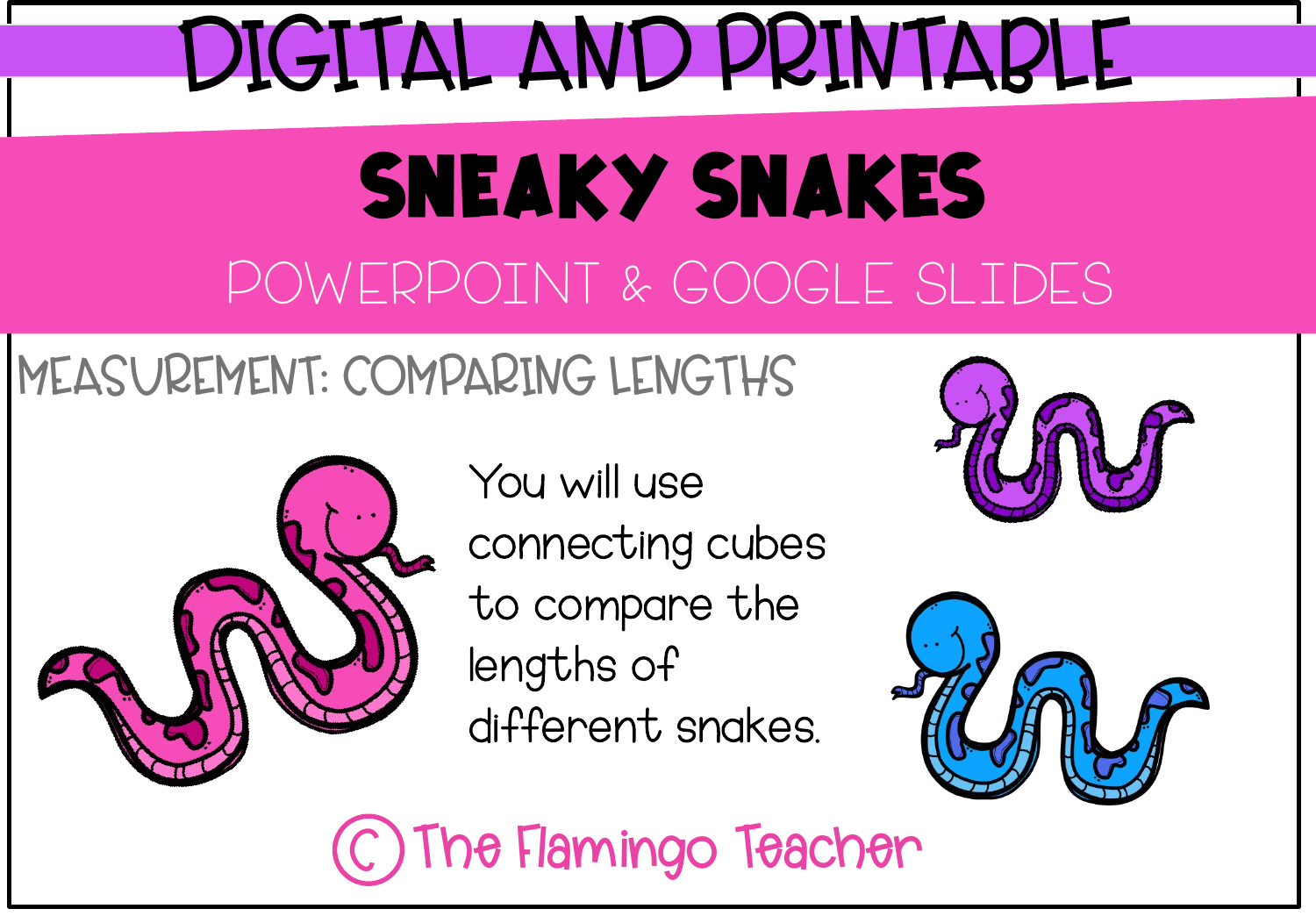# DIGITAL AND PRINTABLE

# SNEAKY SNAKES

## POWERPOINT & GOOGLE SLIDES

MEASUREMENT: COMPARING LENGTHS

You will use connecting cubes to compare the lengths of different snakes.

© The Flamingo Teacher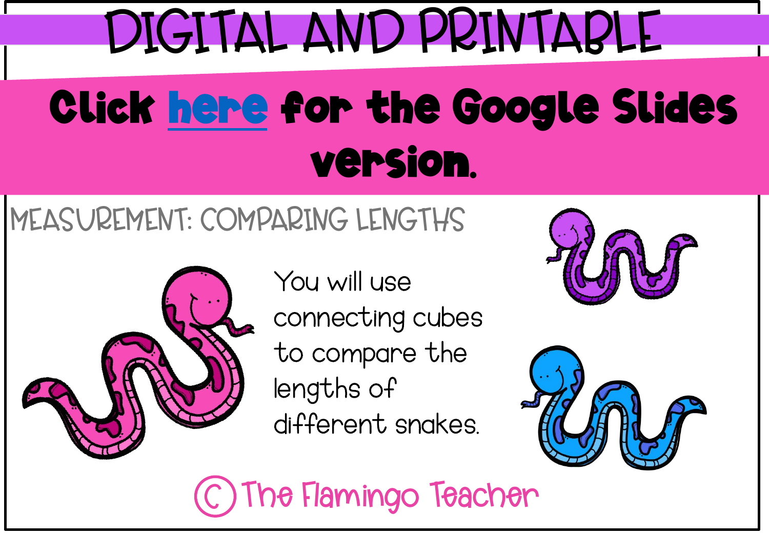# DIGITAL AND PRINTABLE

## Click here for the Google Slides version.

MEASUREMENT: COMPARING LENGTHS

You will use connecting cubes to compare the lengths of different snakes.

© The Flamingo Teacher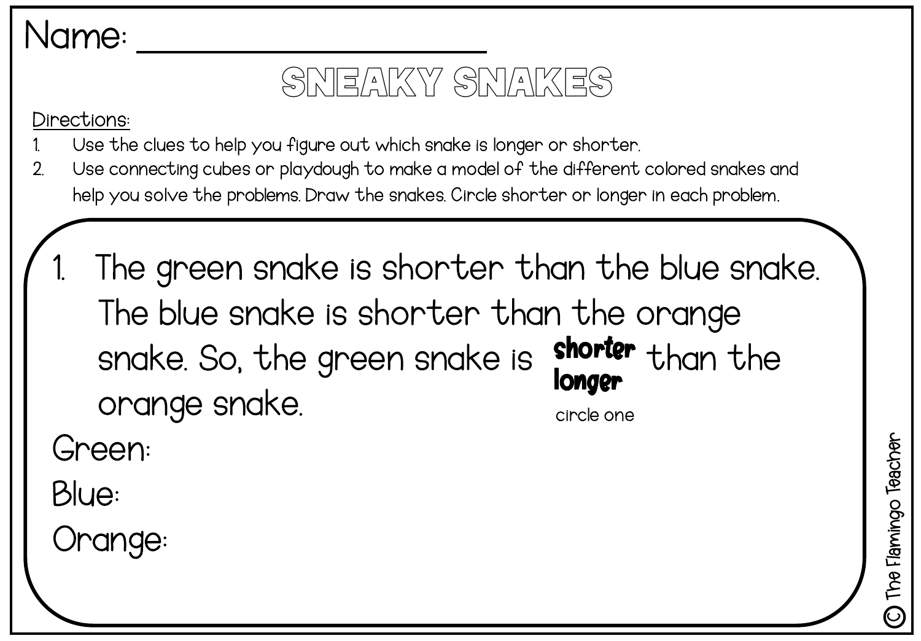Name: ____________________

# SNEAKY SNAKES

Directions:

1. Use the clues to help you figure out which snake is longer or shorter.
2. Use connecting cubes or playdough to make a model of the different colored snakes and help you solve the problems. Draw the snakes. Circle shorter or longer in each problem.

1. The green snake is shorter than the blue snake. The blue snake is shorter than the orange snake. So, the green snake is **shorter** / **longer** (circle one) than the orange snake.

Green:

Blue:

Orange:

© The Flamingo Teacher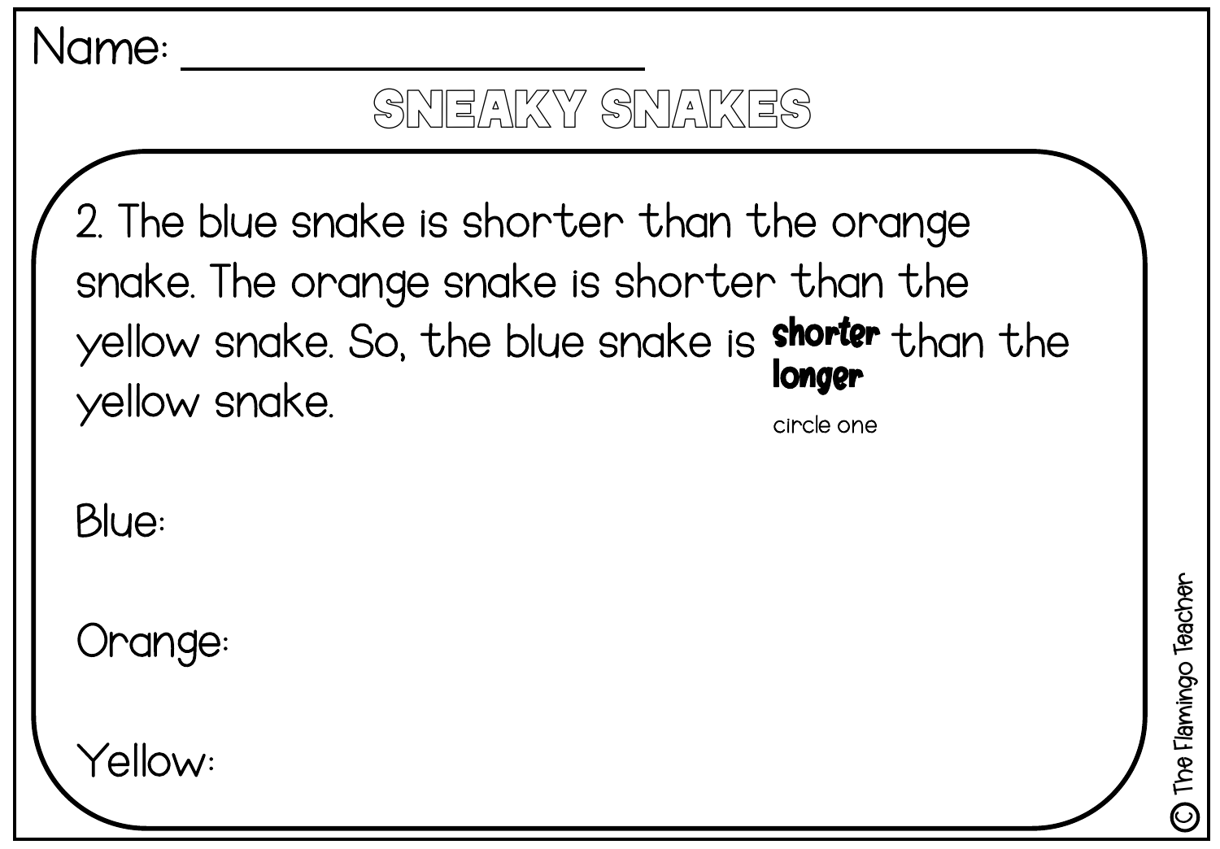Name: ____________________

# SNEAKY SNAKES

2. The blue snake is shorter than the orange snake. The orange snake is shorter than the yellow snake. So, the blue snake is **shorter** / **longer** (circle one) than the yellow snake.

Blue:

Orange:

Yellow:

© The Flamingo Teacher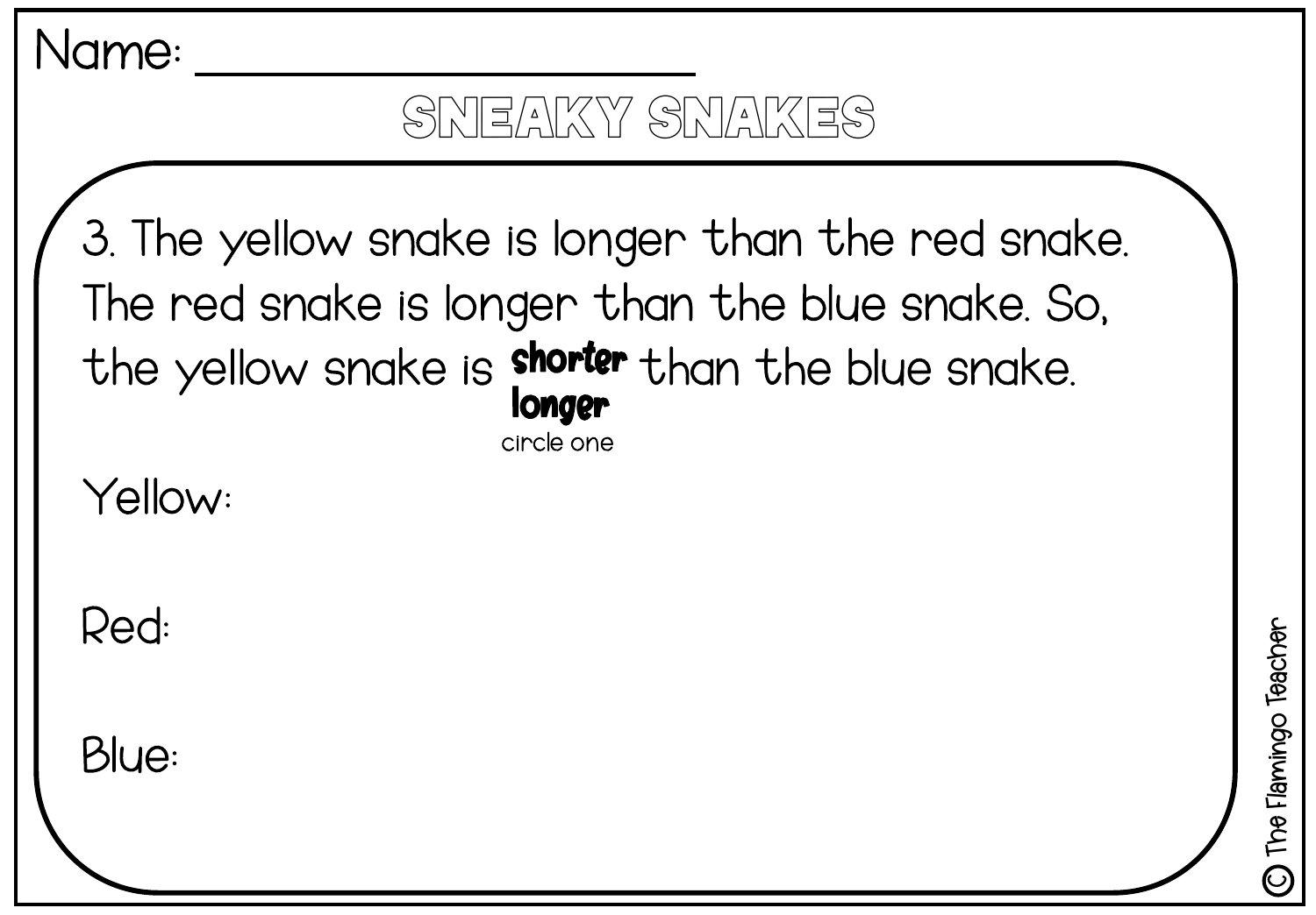Name: ____________________

# SNEAKY SNAKES

3. The yellow snake is longer than the red snake. The red snake is longer than the blue snake. So, the yellow snake is **shorter** / **longer** (circle one) than the blue snake.

Yellow:

Red:

Blue:

© The Flamingo Teacher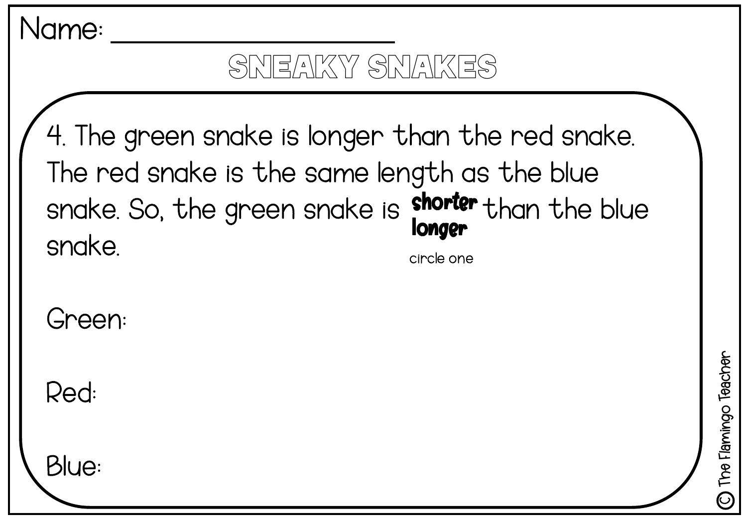Name: ____________________

# SNEAKY SNAKES

4. The green snake is longer than the red snake. The red snake is the same length as the blue snake. So, the green snake is **shorter** / **longer** than the blue snake.

circle one

Green:

Red:

Blue:

© The Flamingo Teacher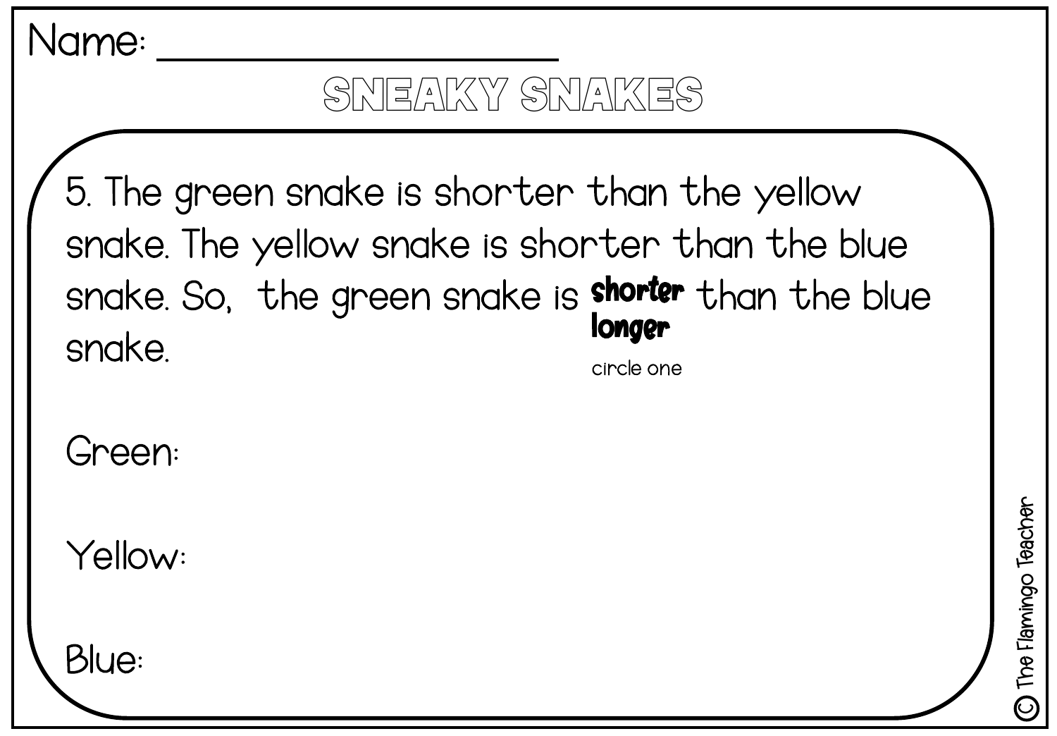Name: ______________________

# SNEAKY SNAKES

5. The green snake is shorter than the yellow snake. The yellow snake is shorter than the blue snake. So, the green snake is **shorter** / **longer** than the blue snake.

circle one

Green:

Yellow:

Blue:

© The Flamingo Teacher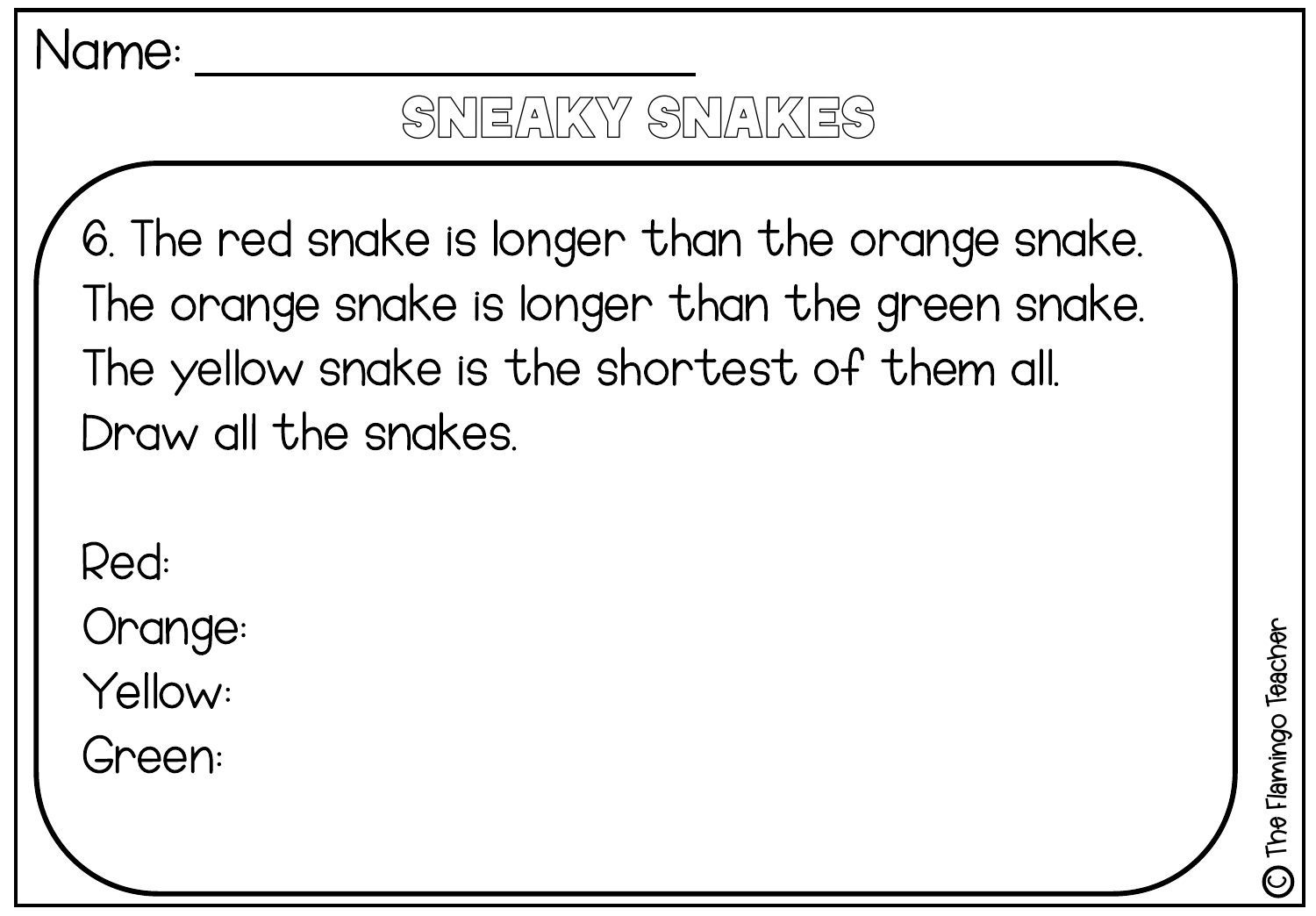Name: ____________________

# SNEAKY SNAKES

6. The red snake is longer than the orange snake. The orange snake is longer than the green snake. The yellow snake is the shortest of them all. Draw all the snakes.

Red:

Orange:

Yellow:

Green:

© The Flamingo Teacher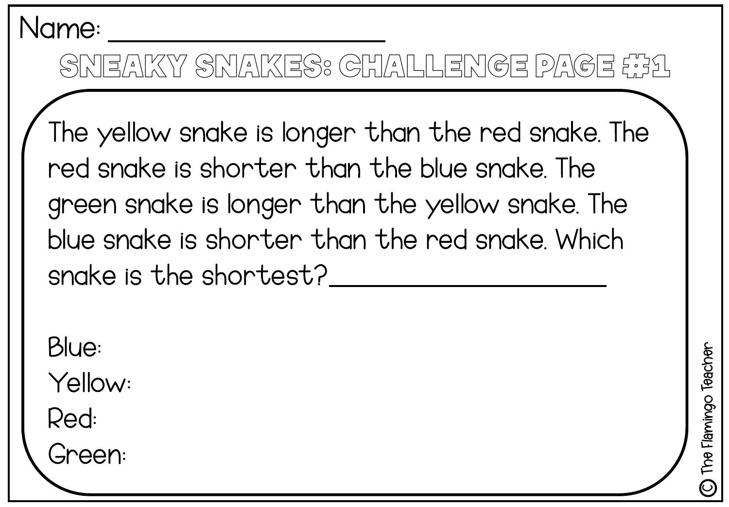Name: ____________________

## SNEAKY SNAKES: CHALLENGE PAGE #1

The yellow snake is longer than the red snake. The red snake is shorter than the blue snake. The green snake is longer than the yellow snake. The blue snake is shorter than the red snake. Which snake is the shortest? ____________________

Blue:

Yellow:

Red:

Green:

© The Flamingo Teacher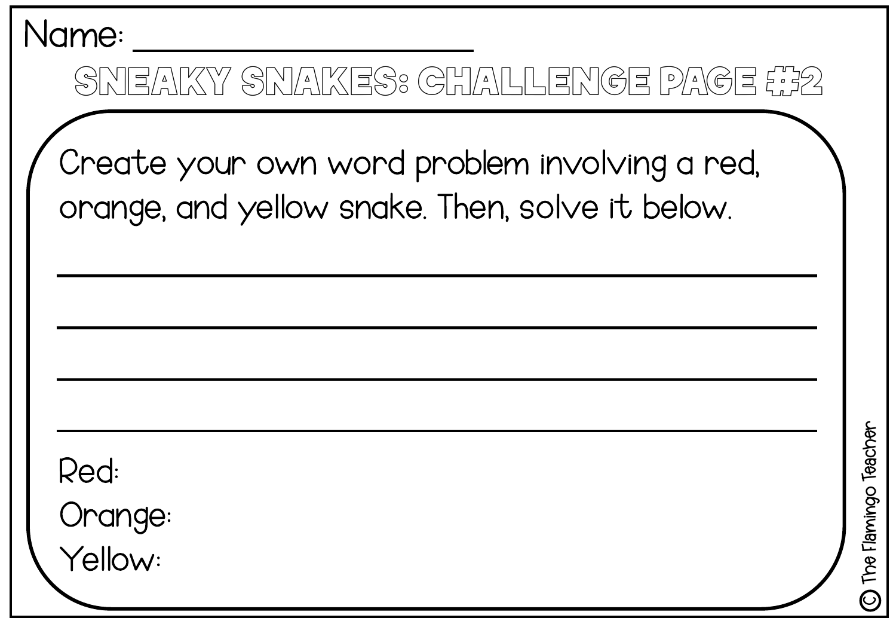Name: ______________________

# SNEAKY SNAKES: CHALLENGE PAGE #2

Create your own word problem involving a red, orange, and yellow snake. Then, solve it below.

________________________________________________

________________________________________________

________________________________________________

________________________________________________

Red:

Orange:

Yellow:

© The Flamingo Teacher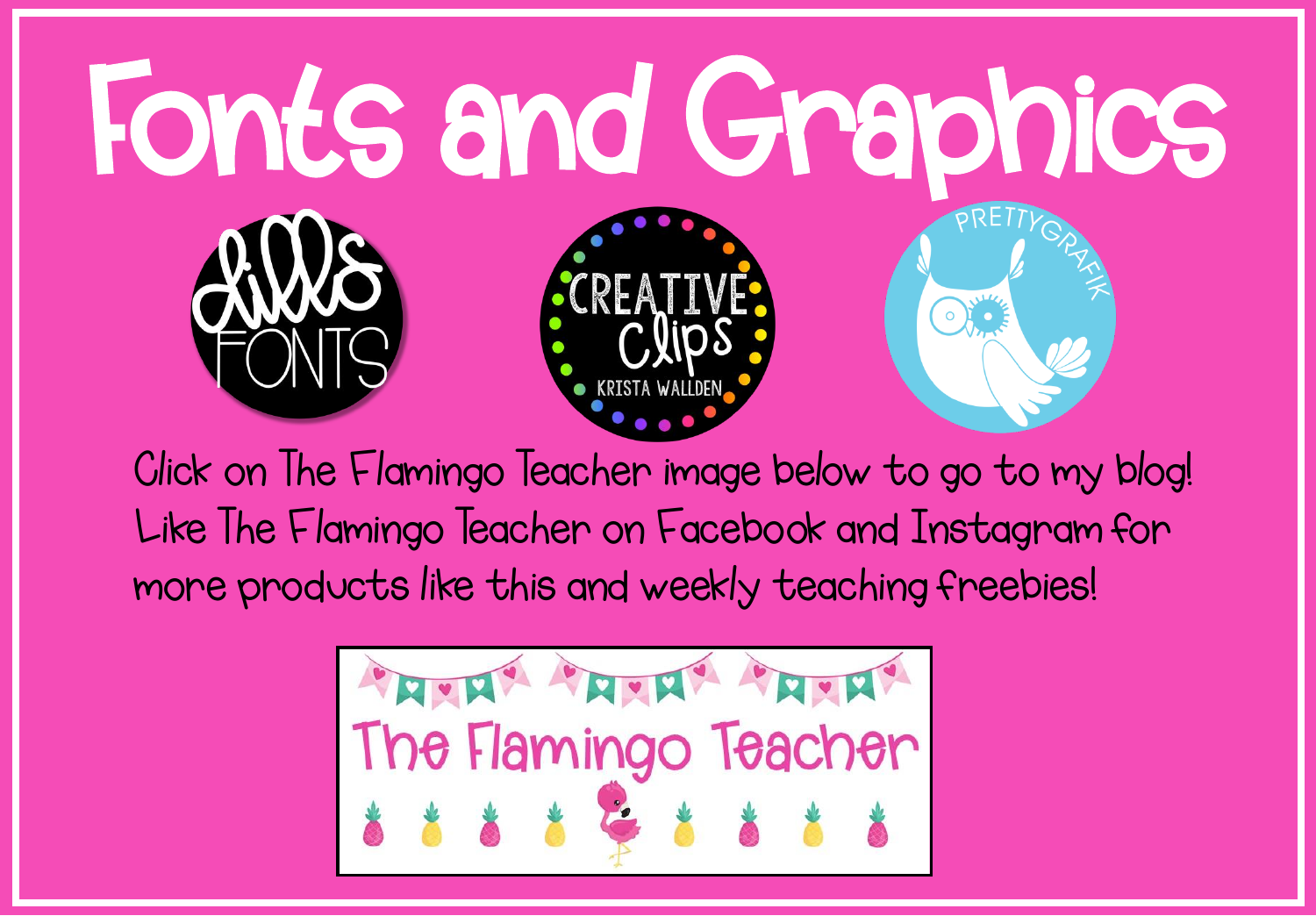# Fonts and Graphics

dills FONTS

CREATIVE Clips KRISTA WALLDEN

PRETTYGRAFIK

Click on The Flamingo Teacher image below to go to my blog!
Like The Flamingo Teacher on Facebook and Instagram for more products like this and weekly teaching freebies!

The Flamingo Teacher